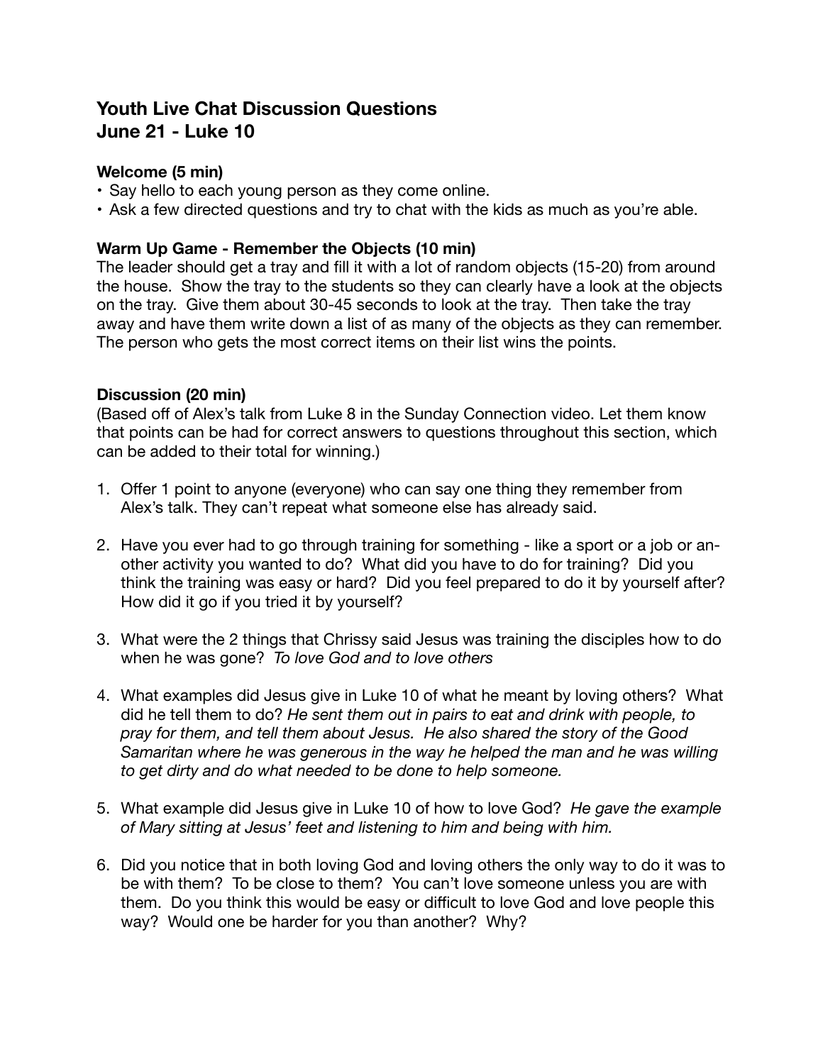# Youth Live Chat Discussion Questions
# June 21 - Luke 10

**Welcome (5 min)**

- Say hello to each young person as they come online.
- Ask a few directed questions and try to chat with the kids as much as you're able.

**Warm Up Game - Remember the Objects (10 min)**

The leader should get a tray and fill it with a lot of random objects (15-20) from around the house. Show the tray to the students so they can clearly have a look at the objects on the tray. Give them about 30-45 seconds to look at the tray. Then take the tray away and have them write down a list of as many of the objects as they can remember. The person who gets the most correct items on their list wins the points.

**Discussion (20 min)**

(Based off of Alex's talk from Luke 8 in the Sunday Connection video. Let them know that points can be had for correct answers to questions throughout this section, which can be added to their total for winning.)

1. Offer 1 point to anyone (everyone) who can say one thing they remember from Alex's talk. They can't repeat what someone else has already said.

2. Have you ever had to go through training for something - like a sport or a job or another activity you wanted to do? What did you have to do for training? Did you think the training was easy or hard? Did you feel prepared to do it by yourself after? How did it go if you tried it by yourself?

3. What were the 2 things that Chrissy said Jesus was training the disciples how to do when he was gone? *To love God and to love others*

4. What examples did Jesus give in Luke 10 of what he meant by loving others? What did he tell them to do? *He sent them out in pairs to eat and drink with people, to pray for them, and tell them about Jesus. He also shared the story of the Good Samaritan where he was generous in the way he helped the man and he was willing to get dirty and do what needed to be done to help someone.*

5. What example did Jesus give in Luke 10 of how to love God? *He gave the example of Mary sitting at Jesus' feet and listening to him and being with him.*

6. Did you notice that in both loving God and loving others the only way to do it was to be with them? To be close to them? You can't love someone unless you are with them. Do you think this would be easy or difficult to love God and love people this way? Would one be harder for you than another? Why?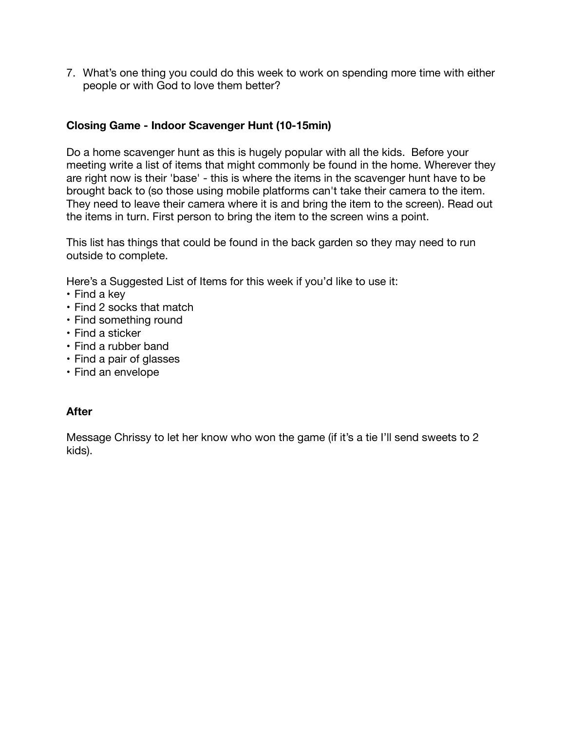7. What's one thing you could do this week to work on spending more time with either people or with God to love them better?

**Closing Game - Indoor Scavenger Hunt (10-15min)**

Do a home scavenger hunt as this is hugely popular with all the kids. Before your meeting write a list of items that might commonly be found in the home. Wherever they are right now is their 'base' - this is where the items in the scavenger hunt have to be brought back to (so those using mobile platforms can't take their camera to the item. They need to leave their camera where it is and bring the item to the screen). Read out the items in turn. First person to bring the item to the screen wins a point.

This list has things that could be found in the back garden so they may need to run outside to complete.

Here's a Suggested List of Items for this week if you'd like to use it:

- Find a key
- Find 2 socks that match
- Find something round
- Find a sticker
- Find a rubber band
- Find a pair of glasses
- Find an envelope

**After**

Message Chrissy to let her know who won the game (if it's a tie I'll send sweets to 2 kids).